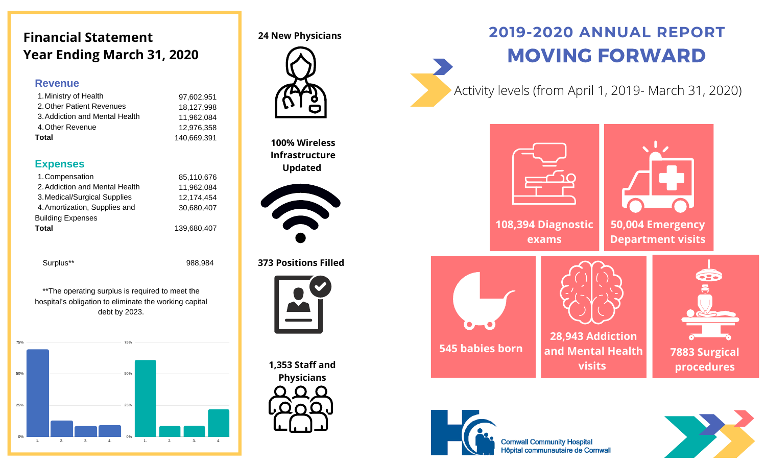# 2019-2020 ANNUAL REPORT

# MOVING FORWARD

Activity levels (from April 1, 2019- March 31, 2020)

- 108,394 Diagnostic exams
- 50,004 Emergency Department visits
- 545 babies born
- 28,943 Addiction and Mental Health visits
- 7883 Surgical procedures

## Financial Statement Year Ending March 31, 2020

### Revenue

| | |
|---|---|
| 1. Ministry of Health | 97,602,951 |
| 2. Other Patient Revenues | 18,127,998 |
| 3. Addiction and Mental Health | 11,962,084 |
| 4. Other Revenue | 12,976,358 |
| **Total** | 140,669,391 |

### Expenses

| | |
|---|---|
| 1. Compensation | 85,110,676 |
| 2. Addiction and Mental Health | 11,962,084 |
| 3. Medical/Surgical Supplies | 12,174,454 |
| 4. Amortization, Supplies and Building Expenses | 30,680,407 |
| **Total** | 139,680,407 |

| | |
|---|---|
| Surplus** | 988,984 |

**The operating surplus is required to meet the hospital's obligation to eliminate the working capital debt by 2023.

**24 New Physicians**

**100% Wireless Infrastructure Updated**

**373 Positions Filled**

**1,353 Staff and Physicians**

Cornwall Community Hospital
Hôpital communautaire de Cornwall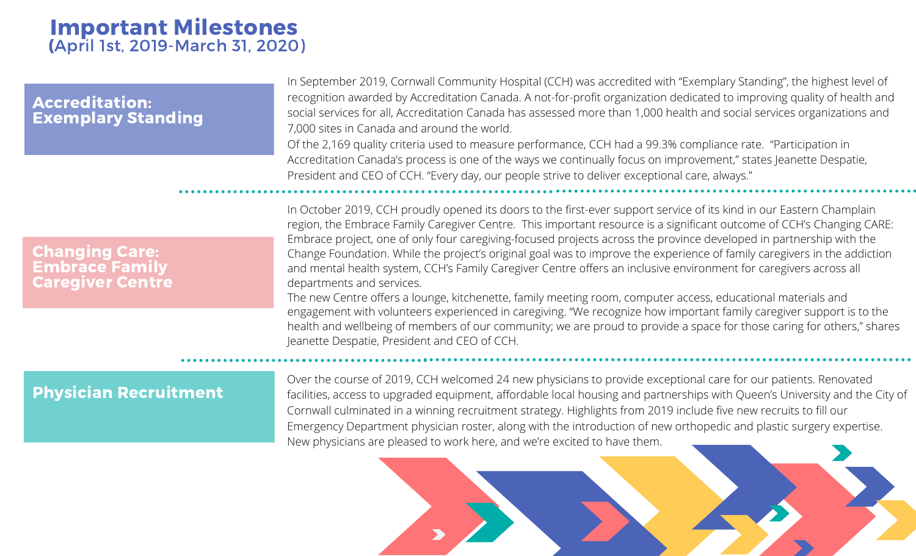# Important Milestones
## (April 1st, 2019-March 31, 2020)

### Accreditation: Exemplary Standing

In September 2019, Cornwall Community Hospital (CCH) was accredited with "Exemplary Standing", the highest level of recognition awarded by Accreditation Canada. A not-for-profit organization dedicated to improving quality of health and social services for all, Accreditation Canada has assessed more than 1,000 health and social services organizations and 7,000 sites in Canada and around the world.

Of the 2,169 quality criteria used to measure performance, CCH had a 99.3% compliance rate. "Participation in Accreditation Canada's process is one of the ways we continually focus on improvement," states Jeanette Despatie, President and CEO of CCH. "Every day, our people strive to deliver exceptional care, always."

### Changing Care: Embrace Family Caregiver Centre

In October 2019, CCH proudly opened its doors to the first-ever support service of its kind in our Eastern Champlain region, the Embrace Family Caregiver Centre. This important resource is a significant outcome of CCH's Changing CARE: Embrace project, one of only four caregiving-focused projects across the province developed in partnership with the Change Foundation. While the project's original goal was to improve the experience of family caregivers in the addiction and mental health system, CCH's Family Caregiver Centre offers an inclusive environment for caregivers across all departments and services.

The new Centre offers a lounge, kitchenette, family meeting room, computer access, educational materials and engagement with volunteers experienced in caregiving. "We recognize how important family caregiver support is to the health and wellbeing of members of our community; we are proud to provide a space for those caring for others," shares Jeanette Despatie, President and CEO of CCH.

### Physician Recruitment

Over the course of 2019, CCH welcomed 24 new physicians to provide exceptional care for our patients. Renovated facilities, access to upgraded equipment, affordable local housing and partnerships with Queen's University and the City of Cornwall culminated in a winning recruitment strategy. Highlights from 2019 include five new recruits to fill our Emergency Department physician roster, along with the introduction of new orthopedic and plastic surgery expertise. New physicians are pleased to work here, and we're excited to have them.